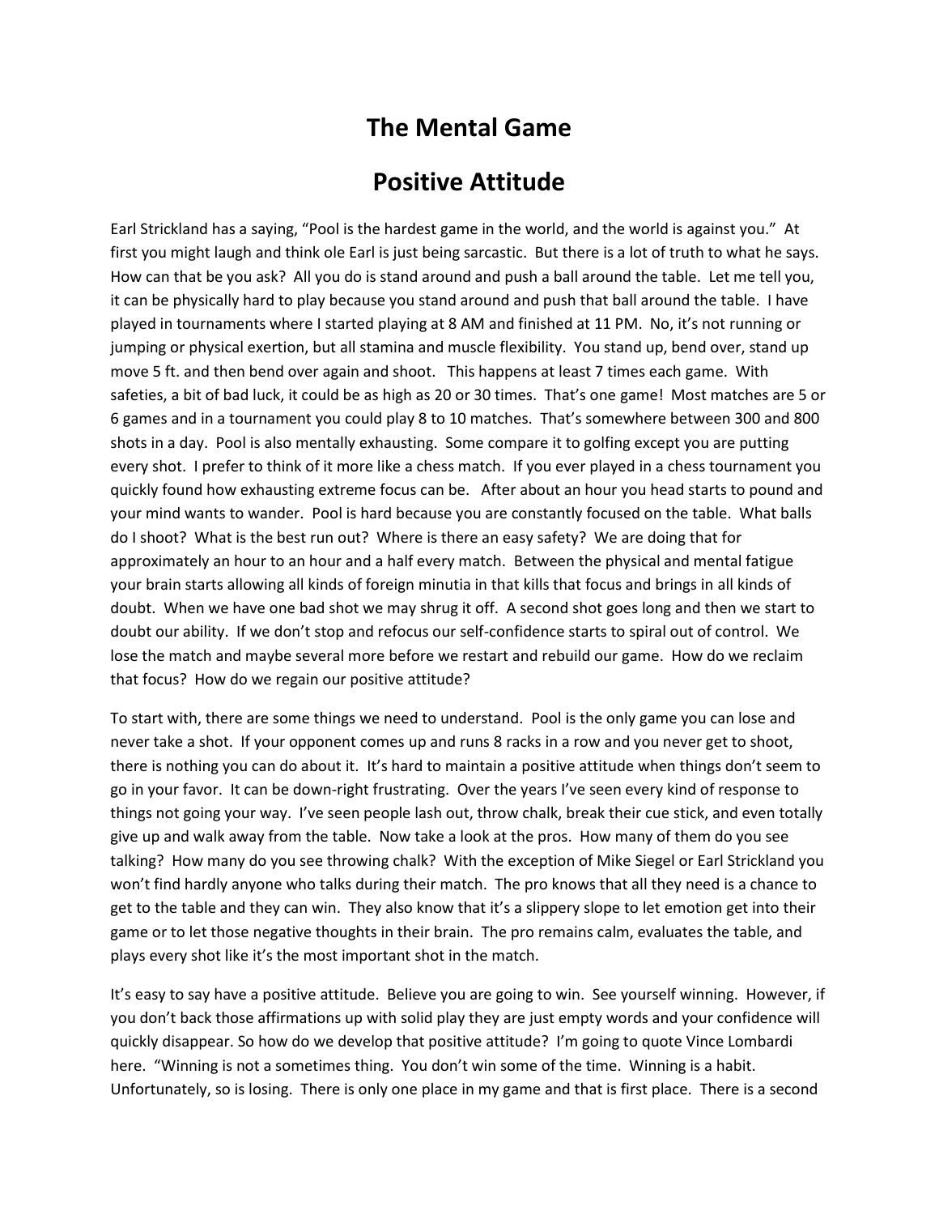# The Mental Game

## Positive Attitude

Earl Strickland has a saying, "Pool is the hardest game in the world, and the world is against you." At first you might laugh and think ole Earl is just being sarcastic. But there is a lot of truth to what he says. How can that be you ask? All you do is stand around and push a ball around the table. Let me tell you, it can be physically hard to play because you stand around and push that ball around the table. I have played in tournaments where I started playing at 8 AM and finished at 11 PM. No, it's not running or jumping or physical exertion, but all stamina and muscle flexibility. You stand up, bend over, stand up move 5 ft. and then bend over again and shoot. This happens at least 7 times each game. With safeties, a bit of bad luck, it could be as high as 20 or 30 times. That's one game! Most matches are 5 or 6 games and in a tournament you could play 8 to 10 matches. That's somewhere between 300 and 800 shots in a day. Pool is also mentally exhausting. Some compare it to golfing except you are putting every shot. I prefer to think of it more like a chess match. If you ever played in a chess tournament you quickly found how exhausting extreme focus can be. After about an hour you head starts to pound and your mind wants to wander. Pool is hard because you are constantly focused on the table. What balls do I shoot? What is the best run out? Where is there an easy safety? We are doing that for approximately an hour to an hour and a half every match. Between the physical and mental fatigue your brain starts allowing all kinds of foreign minutia in that kills that focus and brings in all kinds of doubt. When we have one bad shot we may shrug it off. A second shot goes long and then we start to doubt our ability. If we don't stop and refocus our self-confidence starts to spiral out of control. We lose the match and maybe several more before we restart and rebuild our game. How do we reclaim that focus? How do we regain our positive attitude?

To start with, there are some things we need to understand. Pool is the only game you can lose and never take a shot. If your opponent comes up and runs 8 racks in a row and you never get to shoot, there is nothing you can do about it. It's hard to maintain a positive attitude when things don't seem to go in your favor. It can be down-right frustrating. Over the years I've seen every kind of response to things not going your way. I've seen people lash out, throw chalk, break their cue stick, and even totally give up and walk away from the table. Now take a look at the pros. How many of them do you see talking? How many do you see throwing chalk? With the exception of Mike Siegel or Earl Strickland you won't find hardly anyone who talks during their match. The pro knows that all they need is a chance to get to the table and they can win. They also know that it's a slippery slope to let emotion get into their game or to let those negative thoughts in their brain. The pro remains calm, evaluates the table, and plays every shot like it's the most important shot in the match.

It's easy to say have a positive attitude. Believe you are going to win. See yourself winning. However, if you don't back those affirmations up with solid play they are just empty words and your confidence will quickly disappear. So how do we develop that positive attitude? I'm going to quote Vince Lombardi here. "Winning is not a sometimes thing. You don't win some of the time. Winning is a habit. Unfortunately, so is losing. There is only one place in my game and that is first place. There is a second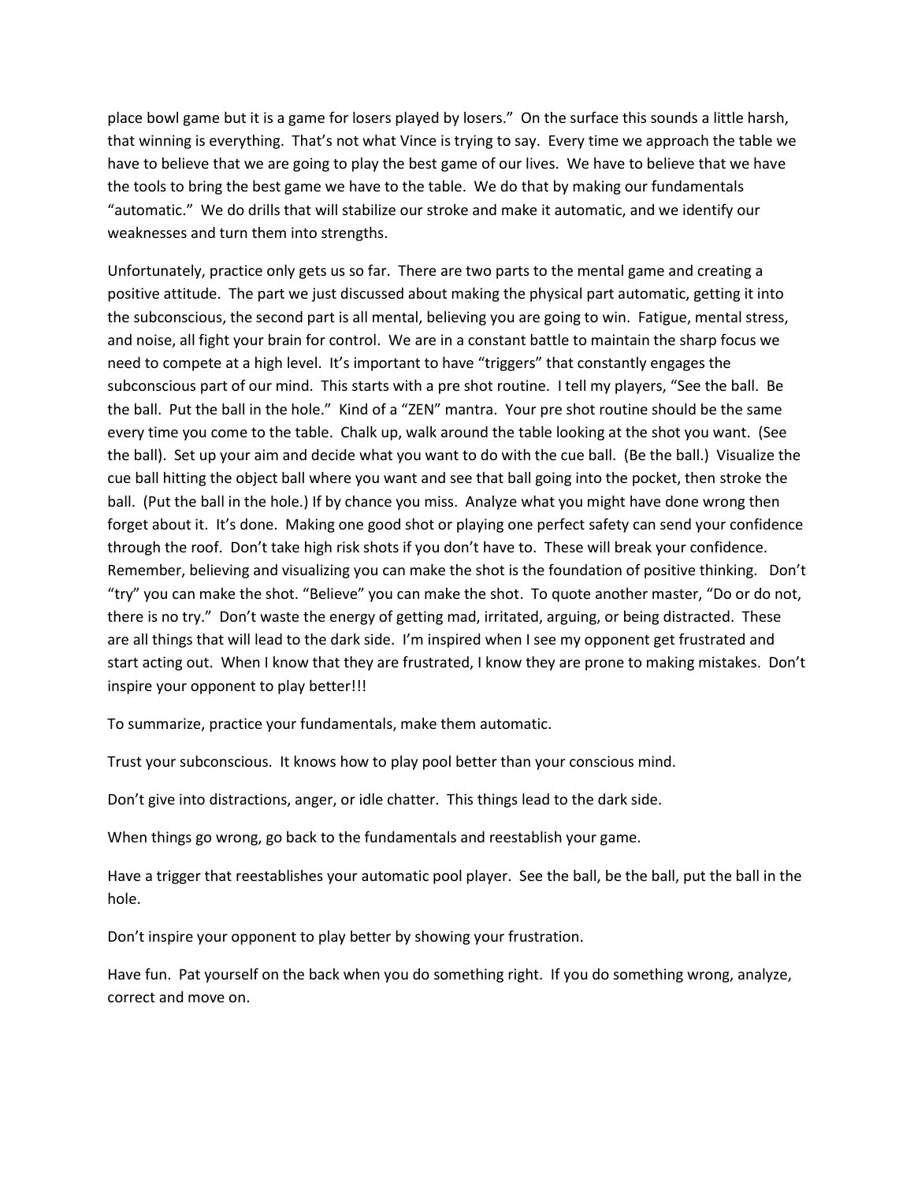place bowl game but it is a game for losers played by losers." On the surface this sounds a little harsh, that winning is everything. That's not what Vince is trying to say. Every time we approach the table we have to believe that we are going to play the best game of our lives. We have to believe that we have the tools to bring the best game we have to the table. We do that by making our fundamentals "automatic." We do drills that will stabilize our stroke and make it automatic, and we identify our weaknesses and turn them into strengths.

Unfortunately, practice only gets us so far. There are two parts to the mental game and creating a positive attitude. The part we just discussed about making the physical part automatic, getting it into the subconscious, the second part is all mental, believing you are going to win. Fatigue, mental stress, and noise, all fight your brain for control. We are in a constant battle to maintain the sharp focus we need to compete at a high level. It's important to have "triggers" that constantly engages the subconscious part of our mind. This starts with a pre shot routine. I tell my players, "See the ball. Be the ball. Put the ball in the hole." Kind of a "ZEN" mantra. Your pre shot routine should be the same every time you come to the table. Chalk up, walk around the table looking at the shot you want. (See the ball). Set up your aim and decide what you want to do with the cue ball. (Be the ball.) Visualize the cue ball hitting the object ball where you want and see that ball going into the pocket, then stroke the ball. (Put the ball in the hole.) If by chance you miss. Analyze what you might have done wrong then forget about it. It's done. Making one good shot or playing one perfect safety can send your confidence through the roof. Don't take high risk shots if you don't have to. These will break your confidence. Remember, believing and visualizing you can make the shot is the foundation of positive thinking. Don't "try" you can make the shot. "Believe" you can make the shot. To quote another master, "Do or do not, there is no try." Don't waste the energy of getting mad, irritated, arguing, or being distracted. These are all things that will lead to the dark side. I'm inspired when I see my opponent get frustrated and start acting out. When I know that they are frustrated, I know they are prone to making mistakes. Don't inspire your opponent to play better!!!

To summarize, practice your fundamentals, make them automatic.

Trust your subconscious. It knows how to play pool better than your conscious mind.

Don't give into distractions, anger, or idle chatter. This things lead to the dark side.

When things go wrong, go back to the fundamentals and reestablish your game.

Have a trigger that reestablishes your automatic pool player. See the ball, be the ball, put the ball in the hole.

Don't inspire your opponent to play better by showing your frustration.

Have fun. Pat yourself on the back when you do something right. If you do something wrong, analyze, correct and move on.